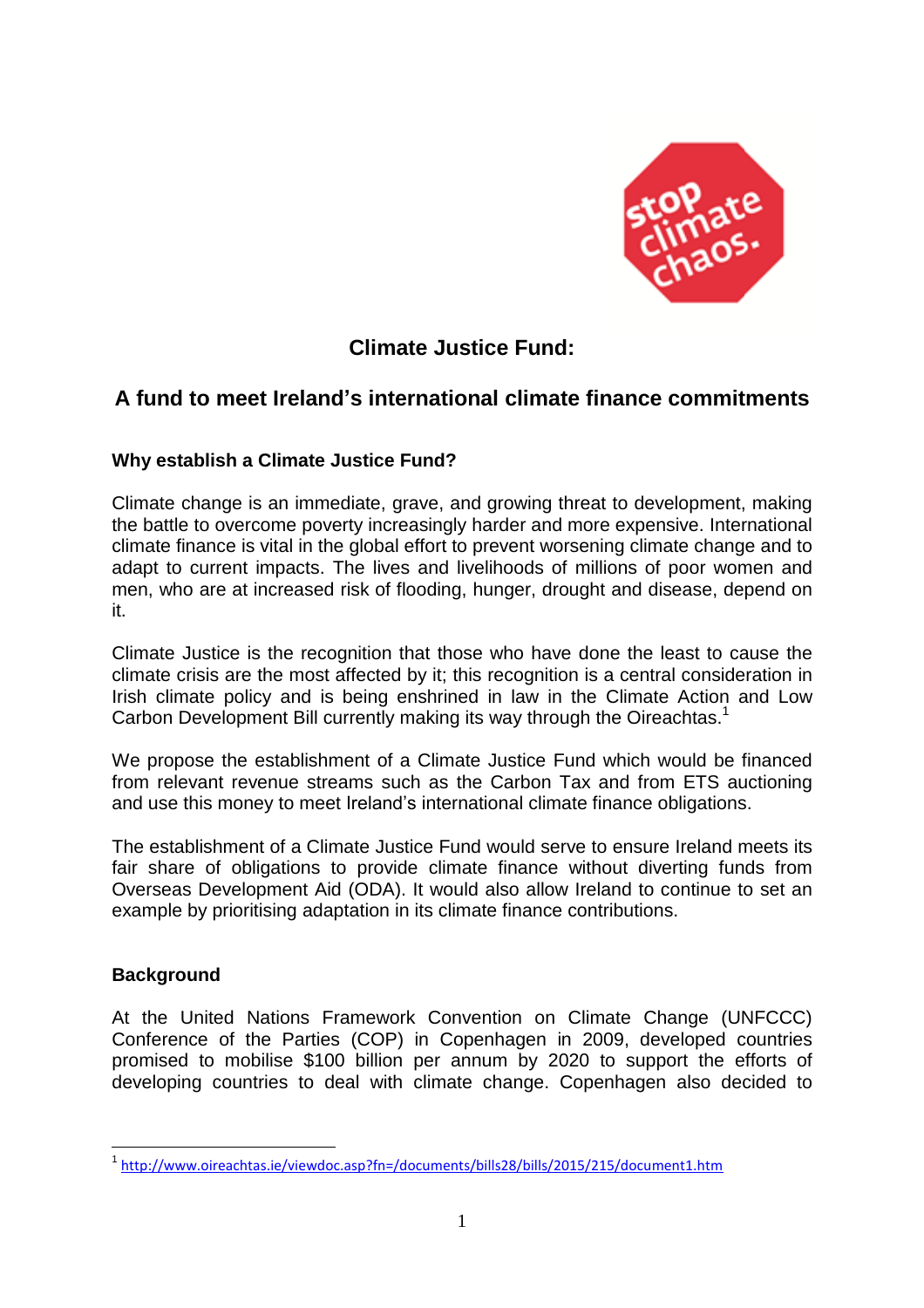# Climate Justice Fund:

## A fund to meet Ireland's international climate finance commitments

### Why establish a Climate Justice Fund?

Climate change is an immediate, grave, and growing threat to development, making the battle to overcome poverty increasingly harder and more expensive. International climate finance is vital in the global effort to prevent worsening climate change and to adapt to current impacts. The lives and livelihoods of millions of poor women and men, who are at increased risk of flooding, hunger, drought and disease, depend on it.

Climate Justice is the recognition that those who have done the least to cause the climate crisis are the most affected by it; this recognition is a central consideration in Irish climate policy and is being enshrined in law in the Climate Action and Low Carbon Development Bill currently making its way through the Oireachtas.[1]

We propose the establishment of a Climate Justice Fund which would be financed from relevant revenue streams such as the Carbon Tax and from ETS auctioning and use this money to meet Ireland's international climate finance obligations.

The establishment of a Climate Justice Fund would serve to ensure Ireland meets its fair share of obligations to provide climate finance without diverting funds from Overseas Development Aid (ODA). It would also allow Ireland to continue to set an example by prioritising adaptation in its climate finance contributions.

### Background

At the United Nations Framework Convention on Climate Change (UNFCCC) Conference of the Parties (COP) in Copenhagen in 2009, developed countries promised to mobilise $100 billion per annum by 2020 to support the efforts of developing countries to deal with climate change. Copenhagen also decided to

---

[1] http://www.oireachtas.ie/viewdoc.asp?fn=/documents/bills28/bills/2015/215/document1.htm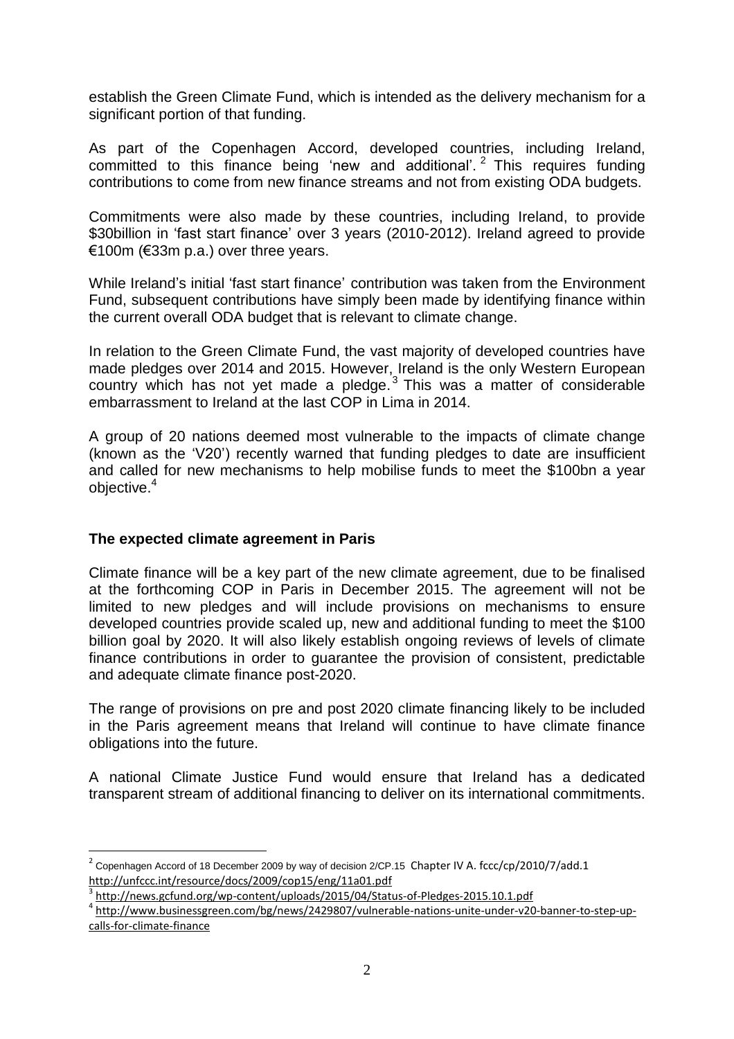establish the Green Climate Fund, which is intended as the delivery mechanism for a significant portion of that funding.

As part of the Copenhagen Accord, developed countries, including Ireland, committed to this finance being 'new and additional'.[2] This requires funding contributions to come from new finance streams and not from existing ODA budgets.

Commitments were also made by these countries, including Ireland, to provide $30billion in 'fast start finance' over 3 years (2010-2012). Ireland agreed to provide €100m (€33m p.a.) over three years.

While Ireland's initial 'fast start finance' contribution was taken from the Environment Fund, subsequent contributions have simply been made by identifying finance within the current overall ODA budget that is relevant to climate change.

In relation to the Green Climate Fund, the vast majority of developed countries have made pledges over 2014 and 2015. However, Ireland is the only Western European country which has not yet made a pledge.[3] This was a matter of considerable embarrassment to Ireland at the last COP in Lima in 2014.

A group of 20 nations deemed most vulnerable to the impacts of climate change (known as the 'V20') recently warned that funding pledges to date are insufficient and called for new mechanisms to help mobilise funds to meet the $100bn a year objective.[4]

**The expected climate agreement in Paris**

Climate finance will be a key part of the new climate agreement, due to be finalised at the forthcoming COP in Paris in December 2015. The agreement will not be limited to new pledges and will include provisions on mechanisms to ensure developed countries provide scaled up, new and additional funding to meet the $100 billion goal by 2020. It will also likely establish ongoing reviews of levels of climate finance contributions in order to guarantee the provision of consistent, predictable and adequate climate finance post-2020.

The range of provisions on pre and post 2020 climate financing likely to be included in the Paris agreement means that Ireland will continue to have climate finance obligations into the future.

A national Climate Justice Fund would ensure that Ireland has a dedicated transparent stream of additional financing to deliver on its international commitments.

---

[2] Copenhagen Accord of 18 December 2009 by way of decision 2/CP.15 Chapter IV A. fccc/cp/2010/7/add.1 http://unfccc.int/resource/docs/2009/cop15/eng/11a01.pdf

[3] http://news.gcfund.org/wp-content/uploads/2015/04/Status-of-Pledges-2015.10.1.pdf

[4] http://www.businessgreen.com/bg/news/2429807/vulnerable-nations-unite-under-v20-banner-to-step-up-calls-for-climate-finance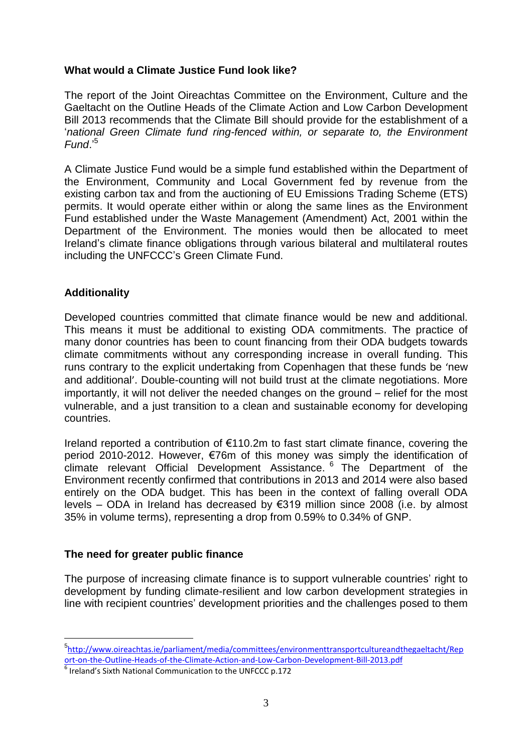**What would a Climate Justice Fund look like?**

The report of the Joint Oireachtas Committee on the Environment, Culture and the Gaeltacht on the Outline Heads of the Climate Action and Low Carbon Development Bill 2013 recommends that the Climate Bill should provide for the establishment of a '*national Green Climate fund ring-fenced within, or separate to, the Environment Fund*.'[5]

A Climate Justice Fund would be a simple fund established within the Department of the Environment, Community and Local Government fed by revenue from the existing carbon tax and from the auctioning of EU Emissions Trading Scheme (ETS) permits. It would operate either within or along the same lines as the Environment Fund established under the Waste Management (Amendment) Act, 2001 within the Department of the Environment. The monies would then be allocated to meet Ireland's climate finance obligations through various bilateral and multilateral routes including the UNFCCC's Green Climate Fund.

**Additionality**

Developed countries committed that climate finance would be new and additional. This means it must be additional to existing ODA commitments. The practice of many donor countries has been to count financing from their ODA budgets towards climate commitments without any corresponding increase in overall funding. This runs contrary to the explicit undertaking from Copenhagen that these funds be 'new and additional'. Double-counting will not build trust at the climate negotiations. More importantly, it will not deliver the needed changes on the ground – relief for the most vulnerable, and a just transition to a clean and sustainable economy for developing countries.

Ireland reported a contribution of €110.2m to fast start climate finance, covering the period 2010-2012. However, €76m of this money was simply the identification of climate relevant Official Development Assistance.[6] The Department of the Environment recently confirmed that contributions in 2013 and 2014 were also based entirely on the ODA budget. This has been in the context of falling overall ODA levels – ODA in Ireland has decreased by €319 million since 2008 (i.e. by almost 35% in volume terms), representing a drop from 0.59% to 0.34% of GNP.

**The need for greater public finance**

The purpose of increasing climate finance is to support vulnerable countries' right to development by funding climate-resilient and low carbon development strategies in line with recipient countries' development priorities and the challenges posed to them

---

[5] http://www.oireachtas.ie/parliament/media/committees/environmenttransportcultureandthegaeltacht/Report-on-the-Outline-Heads-of-the-Climate-Action-and-Low-Carbon-Development-Bill-2013.pdf

[6] Ireland's Sixth National Communication to the UNFCCC p.172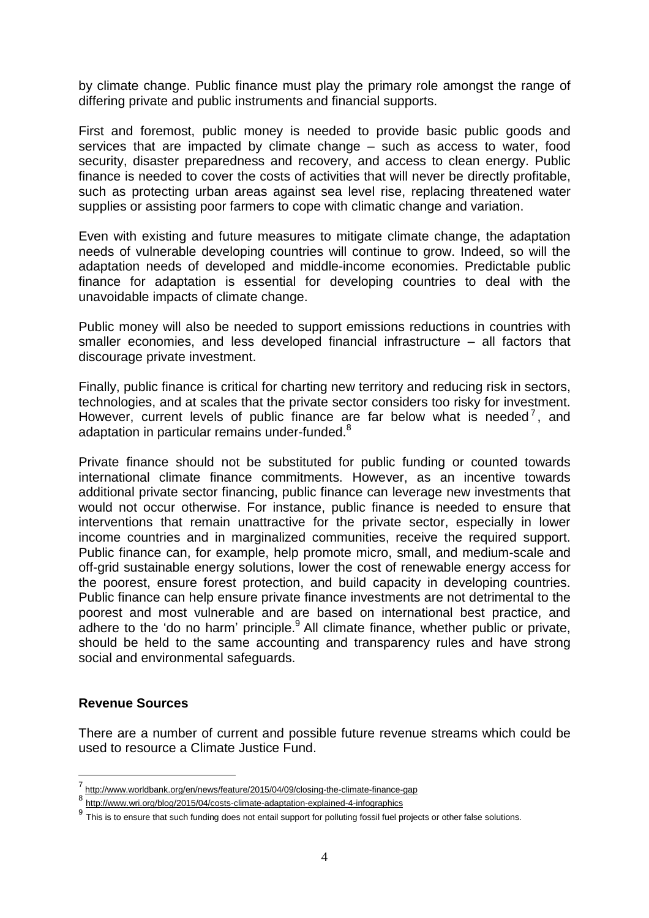by climate change. Public finance must play the primary role amongst the range of differing private and public instruments and financial supports.

First and foremost, public money is needed to provide basic public goods and services that are impacted by climate change – such as access to water, food security, disaster preparedness and recovery, and access to clean energy. Public finance is needed to cover the costs of activities that will never be directly profitable, such as protecting urban areas against sea level rise, replacing threatened water supplies or assisting poor farmers to cope with climatic change and variation.

Even with existing and future measures to mitigate climate change, the adaptation needs of vulnerable developing countries will continue to grow. Indeed, so will the adaptation needs of developed and middle-income economies. Predictable public finance for adaptation is essential for developing countries to deal with the unavoidable impacts of climate change.

Public money will also be needed to support emissions reductions in countries with smaller economies, and less developed financial infrastructure – all factors that discourage private investment.

Finally, public finance is critical for charting new territory and reducing risk in sectors, technologies, and at scales that the private sector considers too risky for investment. However, current levels of public finance are far below what is needed[7], and adaptation in particular remains under-funded.[8]

Private finance should not be substituted for public funding or counted towards international climate finance commitments. However, as an incentive towards additional private sector financing, public finance can leverage new investments that would not occur otherwise. For instance, public finance is needed to ensure that interventions that remain unattractive for the private sector, especially in lower income countries and in marginalized communities, receive the required support. Public finance can, for example, help promote micro, small, and medium-scale and off-grid sustainable energy solutions, lower the cost of renewable energy access for the poorest, ensure forest protection, and build capacity in developing countries. Public finance can help ensure private finance investments are not detrimental to the poorest and most vulnerable and are based on international best practice, and adhere to the 'do no harm' principle.[9] All climate finance, whether public or private, should be held to the same accounting and transparency rules and have strong social and environmental safeguards.

**Revenue Sources**

There are a number of current and possible future revenue streams which could be used to resource a Climate Justice Fund.

---

[7] http://www.worldbank.org/en/news/feature/2015/04/09/closing-the-climate-finance-gap

[8] http://www.wri.org/blog/2015/04/costs-climate-adaptation-explained-4-infographics

[9] This is to ensure that such funding does not entail support for polluting fossil fuel projects or other false solutions.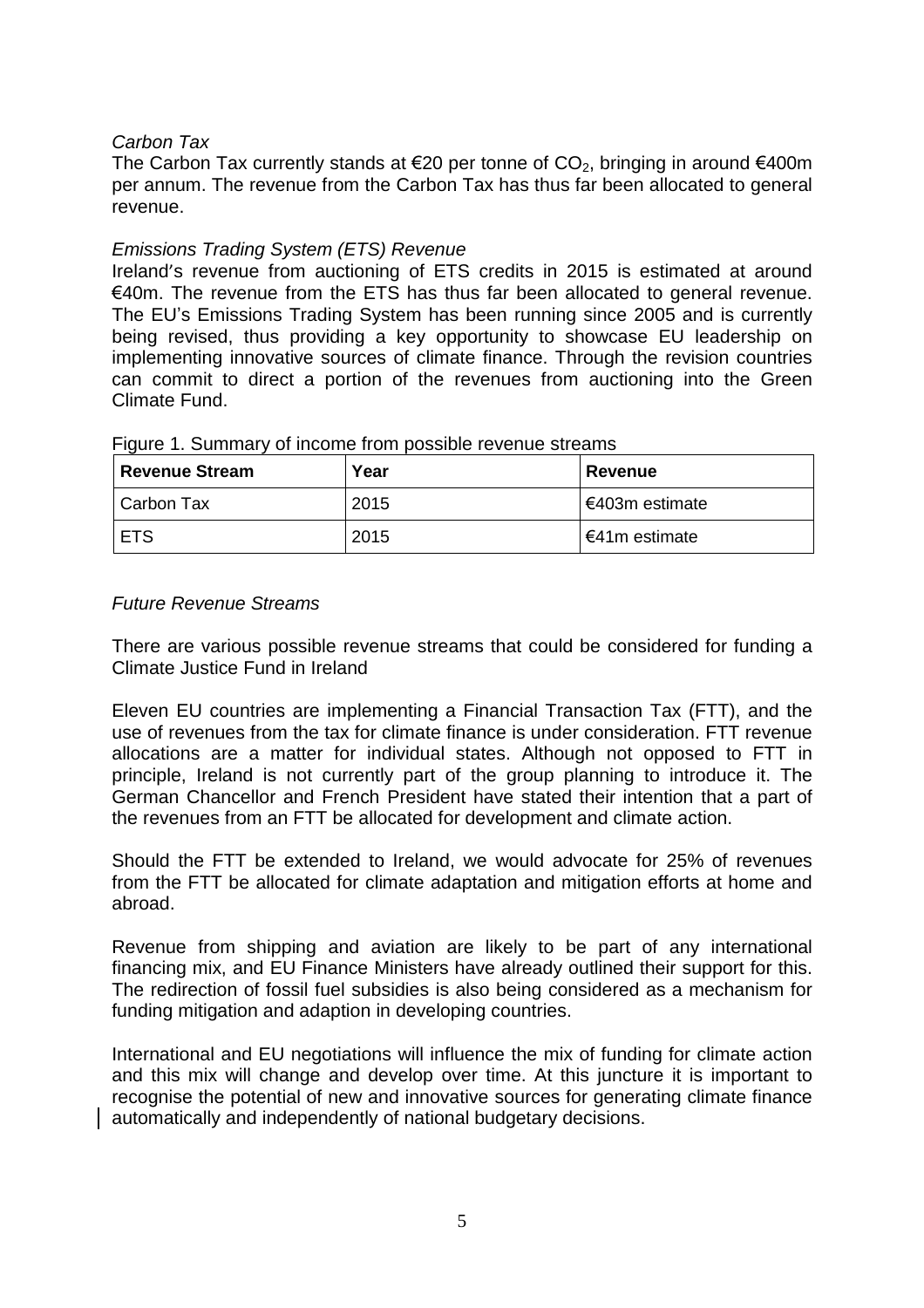*Carbon Tax*

The Carbon Tax currently stands at €20 per tonne of $CO_2$, bringing in around €400m per annum. The revenue from the Carbon Tax has thus far been allocated to general revenue.

*Emissions Trading System (ETS) Revenue*

Ireland's revenue from auctioning of ETS credits in 2015 is estimated at around €40m. The revenue from the ETS has thus far been allocated to general revenue. The EU's Emissions Trading System has been running since 2005 and is currently being revised, thus providing a key opportunity to showcase EU leadership on implementing innovative sources of climate finance. Through the revision countries can commit to direct a portion of the revenues from auctioning into the Green Climate Fund.

Figure 1. Summary of income from possible revenue streams

| Revenue Stream | Year | Revenue |
|---|---|---|
| Carbon Tax | 2015 | €403m estimate |
| ETS | 2015 | €41m estimate |

*Future Revenue Streams*

There are various possible revenue streams that could be considered for funding a Climate Justice Fund in Ireland

Eleven EU countries are implementing a Financial Transaction Tax (FTT), and the use of revenues from the tax for climate finance is under consideration. FTT revenue allocations are a matter for individual states. Although not opposed to FTT in principle, Ireland is not currently part of the group planning to introduce it. The German Chancellor and French President have stated their intention that a part of the revenues from an FTT be allocated for development and climate action.

Should the FTT be extended to Ireland, we would advocate for 25% of revenues from the FTT be allocated for climate adaptation and mitigation efforts at home and abroad.

Revenue from shipping and aviation are likely to be part of any international financing mix, and EU Finance Ministers have already outlined their support for this. The redirection of fossil fuel subsidies is also being considered as a mechanism for funding mitigation and adaption in developing countries.

International and EU negotiations will influence the mix of funding for climate action and this mix will change and develop over time. At this juncture it is important to recognise the potential of new and innovative sources for generating climate finance automatically and independently of national budgetary decisions.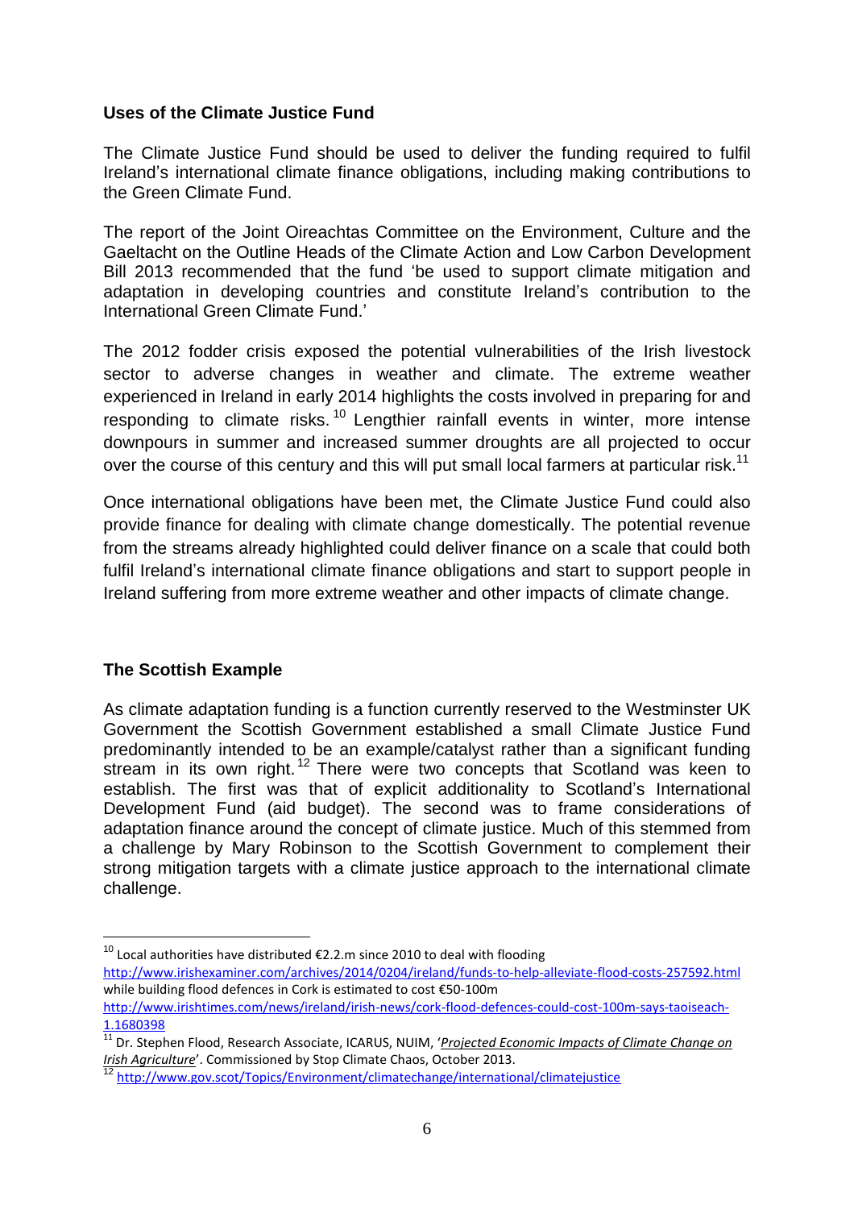**Uses of the Climate Justice Fund**

The Climate Justice Fund should be used to deliver the funding required to fulfil Ireland's international climate finance obligations, including making contributions to the Green Climate Fund.

The report of the Joint Oireachtas Committee on the Environment, Culture and the Gaeltacht on the Outline Heads of the Climate Action and Low Carbon Development Bill 2013 recommended that the fund 'be used to support climate mitigation and adaptation in developing countries and constitute Ireland's contribution to the International Green Climate Fund.'

The 2012 fodder crisis exposed the potential vulnerabilities of the Irish livestock sector to adverse changes in weather and climate. The extreme weather experienced in Ireland in early 2014 highlights the costs involved in preparing for and responding to climate risks.[10] Lengthier rainfall events in winter, more intense downpours in summer and increased summer droughts are all projected to occur over the course of this century and this will put small local farmers at particular risk.[11]

Once international obligations have been met, the Climate Justice Fund could also provide finance for dealing with climate change domestically. The potential revenue from the streams already highlighted could deliver finance on a scale that could both fulfil Ireland's international climate finance obligations and start to support people in Ireland suffering from more extreme weather and other impacts of climate change.

**The Scottish Example**

As climate adaptation funding is a function currently reserved to the Westminster UK Government the Scottish Government established a small Climate Justice Fund predominantly intended to be an example/catalyst rather than a significant funding stream in its own right.[12] There were two concepts that Scotland was keen to establish. The first was that of explicit additionality to Scotland's International Development Fund (aid budget). The second was to frame considerations of adaptation finance around the concept of climate justice. Much of this stemmed from a challenge by Mary Robinson to the Scottish Government to complement their strong mitigation targets with a climate justice approach to the international climate challenge.

---

[10] Local authorities have distributed €2.2.m since 2010 to deal with flooding http://www.irishexaminer.com/archives/2014/0204/ireland/funds-to-help-alleviate-flood-costs-257592.html while building flood defences in Cork is estimated to cost €50-100m http://www.irishtimes.com/news/ireland/irish-news/cork-flood-defences-could-cost-100m-says-taoiseach-1.1680398

[11] Dr. Stephen Flood, Research Associate, ICARUS, NUIM, '*Projected Economic Impacts of Climate Change on Irish Agriculture*'. Commissioned by Stop Climate Chaos, October 2013.

[12] http://www.gov.scot/Topics/Environment/climatechange/international/climatejustice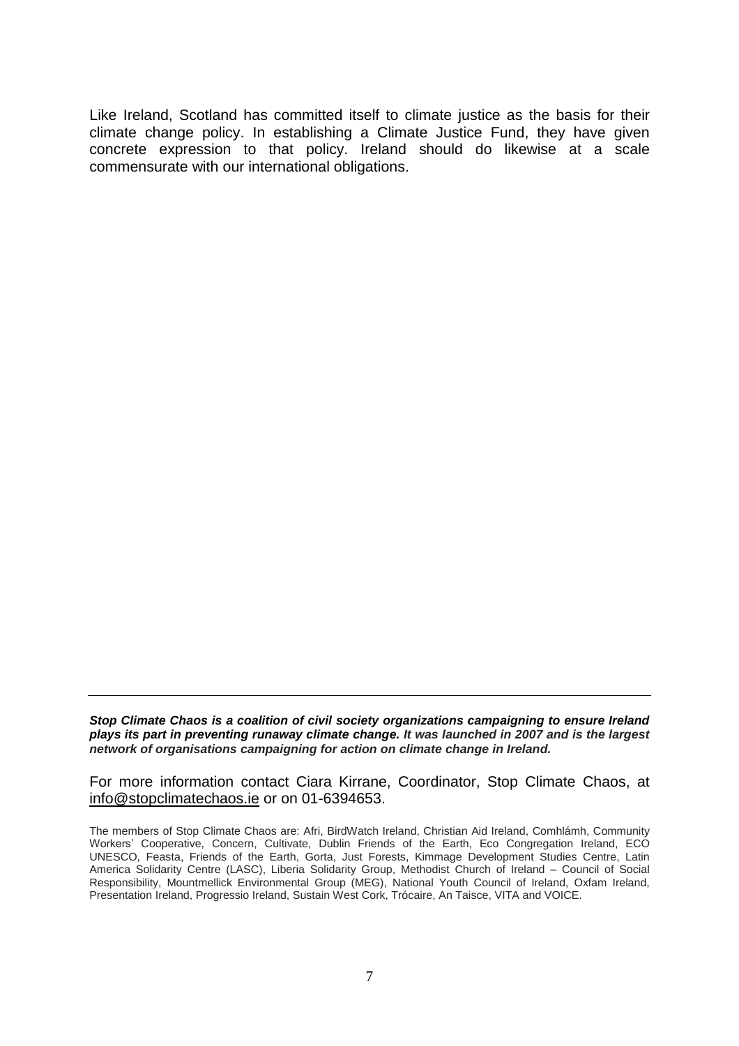Like Ireland, Scotland has committed itself to climate justice as the basis for their climate change policy. In establishing a Climate Justice Fund, they have given concrete expression to that policy. Ireland should do likewise at a scale commensurate with our international obligations.

---

***Stop Climate Chaos is a coalition of civil society organizations campaigning to ensure Ireland plays its part in preventing runaway climate change. It was launched in 2007 and is the largest network of organisations campaigning for action on climate change in Ireland.***

For more information contact Ciara Kirrane, Coordinator, Stop Climate Chaos, at info@stopclimatechaos.ie or on 01-6394653.

The members of Stop Climate Chaos are: Afri, BirdWatch Ireland, Christian Aid Ireland, Comhlámh, Community Workers' Cooperative, Concern, Cultivate, Dublin Friends of the Earth, Eco Congregation Ireland, ECO UNESCO, Feasta, Friends of the Earth, Gorta, Just Forests, Kimmage Development Studies Centre, Latin America Solidarity Centre (LASC), Liberia Solidarity Group, Methodist Church of Ireland – Council of Social Responsibility, Mountmellick Environmental Group (MEG), National Youth Council of Ireland, Oxfam Ireland, Presentation Ireland, Progressio Ireland, Sustain West Cork, Trócaire, An Taisce, VITA and VOICE.